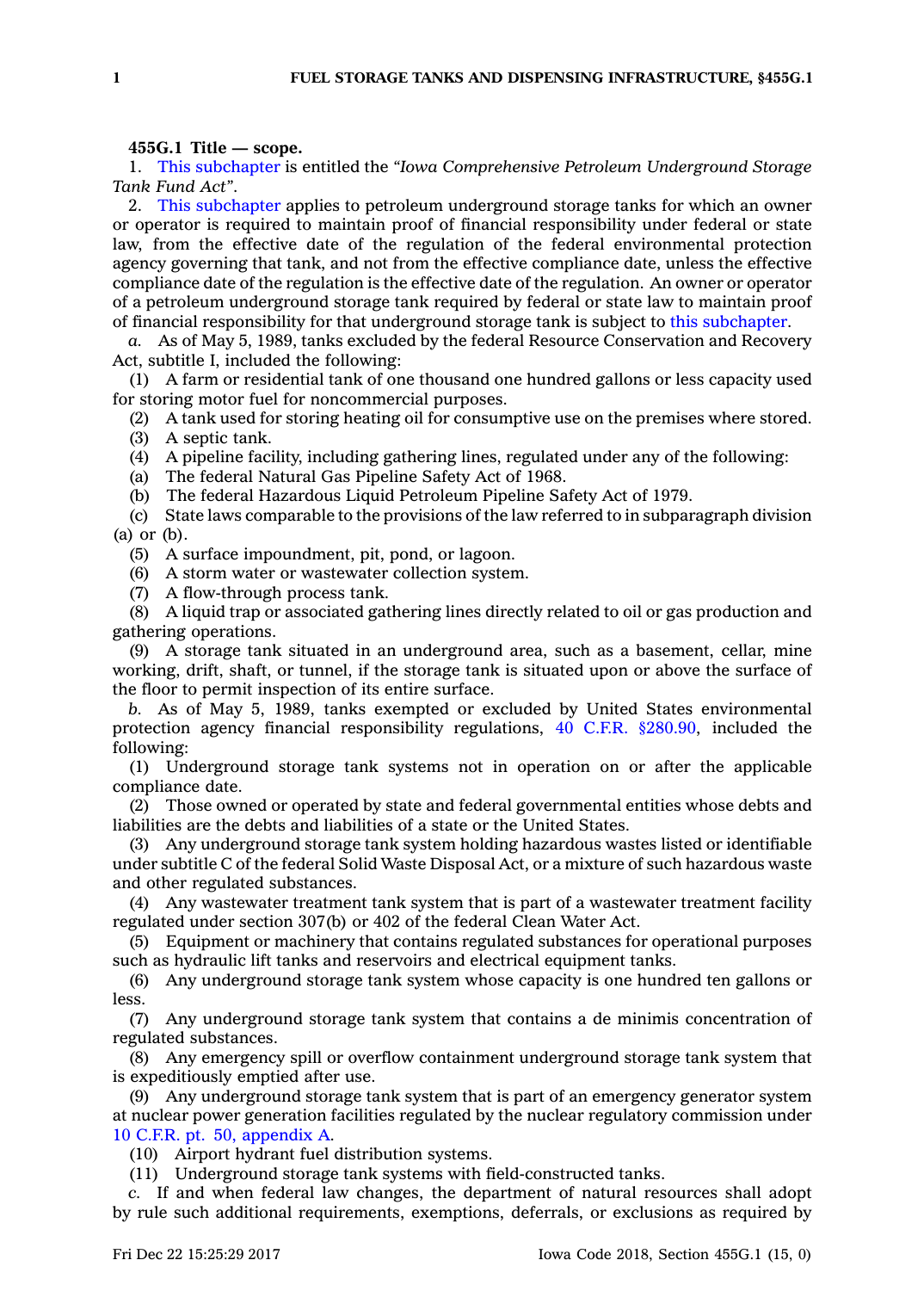**455G.1 Title — scope.**

1. This subchapter is entitled the *"Iowa Comprehensive Petroleum Underground Storage Tank Fund Act"*.

2. This subchapter applies to petroleum underground storage tanks for which an owner or operator is required to maintain proof of financial responsibility under federal or state law, from the effective date of the regulation of the federal environmental protection agency governing that tank, and not from the effective compliance date, unless the effective compliance date of the regulation is the effective date of the regulation. An owner or operator of a petroleum underground storage tank required by federal or state law to maintain proof of financial responsibility for that underground storage tank is subject to this subchapter.

*a.* As of May 5, 1989, tanks excluded by the federal Resource Conservation and Recovery Act, subtitle I, included the following:

(1) A farm or residential tank of one thousand one hundred gallons or less capacity used for storing motor fuel for noncommercial purposes.

(2) A tank used for storing heating oil for consumptive use on the premises where stored.

(3) A septic tank.

(4) A pipeline facility, including gathering lines, regulated under any of the following:

(a) The federal Natural Gas Pipeline Safety Act of 1968.

(b) The federal Hazardous Liquid Petroleum Pipeline Safety Act of 1979.

(c) State laws comparable to the provisions of the law referred to in subparagraph division (a) or (b).

(5) A surface impoundment, pit, pond, or lagoon.

(6) A storm water or wastewater collection system.

(7) A flow-through process tank.

(8) A liquid trap or associated gathering lines directly related to oil or gas production and gathering operations.

(9) A storage tank situated in an underground area, such as a basement, cellar, mine working, drift, shaft, or tunnel, if the storage tank is situated upon or above the surface of the floor to permit inspection of its entire surface.

*b.* As of May 5, 1989, tanks exempted or excluded by United States environmental protection agency financial responsibility regulations, 40 C.F.R. §280.90, included the following:

(1) Underground storage tank systems not in operation on or after the applicable compliance date.

(2) Those owned or operated by state and federal governmental entities whose debts and liabilities are the debts and liabilities of a state or the United States.

(3) Any underground storage tank system holding hazardous wastes listed or identifiable under subtitle C of the federal Solid Waste Disposal Act, or a mixture of such hazardous waste and other regulated substances.

(4) Any wastewater treatment tank system that is part of a wastewater treatment facility regulated under section 307(b) or 402 of the federal Clean Water Act.

(5) Equipment or machinery that contains regulated substances for operational purposes such as hydraulic lift tanks and reservoirs and electrical equipment tanks.

(6) Any underground storage tank system whose capacity is one hundred ten gallons or less.

(7) Any underground storage tank system that contains a de minimis concentration of regulated substances.

(8) Any emergency spill or overflow containment underground storage tank system that is expeditiously emptied after use.

(9) Any underground storage tank system that is part of an emergency generator system at nuclear power generation facilities regulated by the nuclear regulatory commission under 10 C.F.R. pt. 50, appendix A.

(10) Airport hydrant fuel distribution systems.

(11) Underground storage tank systems with field-constructed tanks.

*c.* If and when federal law changes, the department of natural resources shall adopt by rule such additional requirements, exemptions, deferrals, or exclusions as required by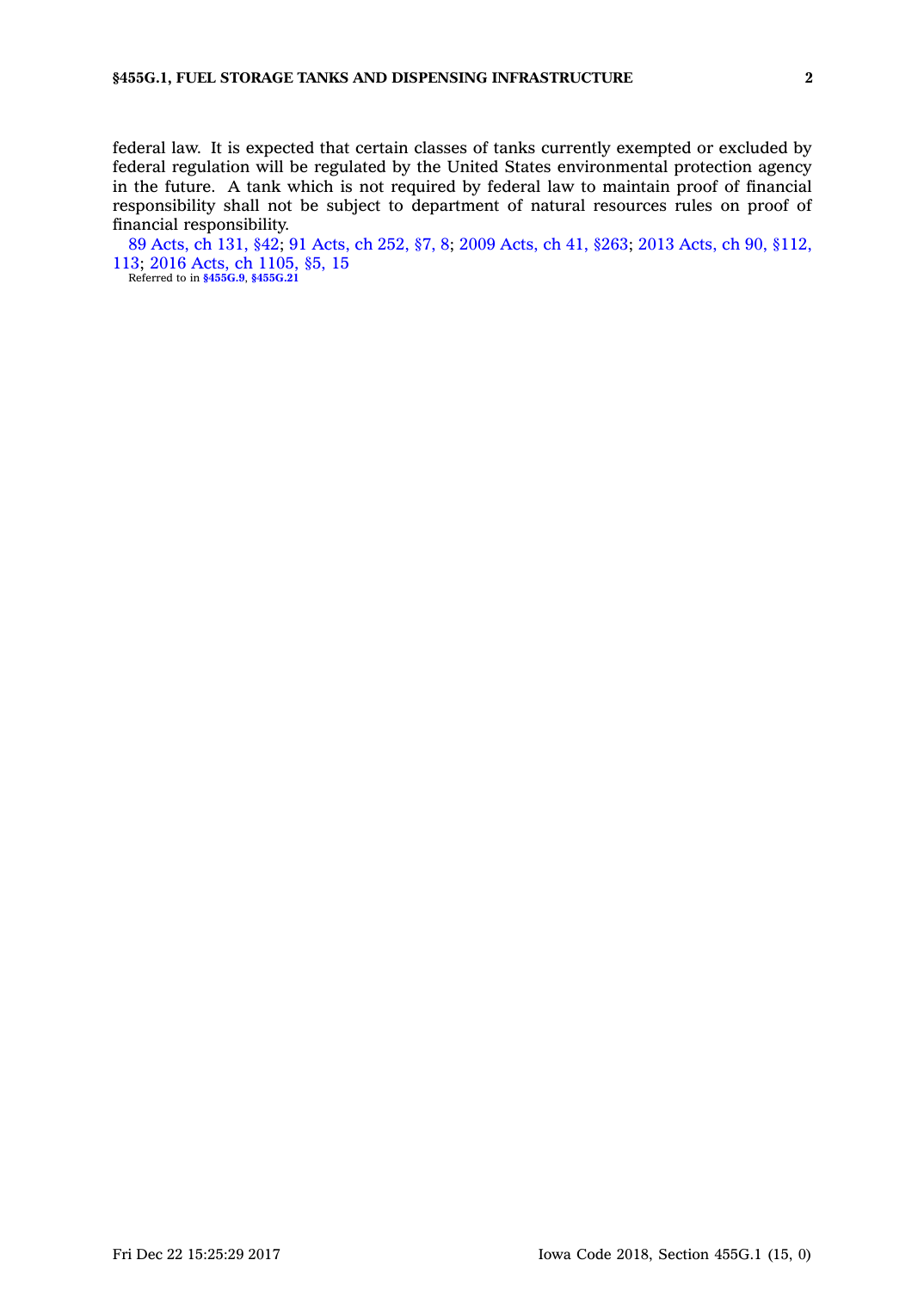federal law. It is expected that certain classes of tanks currently exempted or excluded by federal regulation will be regulated by the United States environmental protection agency in the future. A tank which is not required by federal law to maintain proof of financial responsibility shall not be subject to department of natural resources rules on proof of financial responsibility.

89 Acts, ch 131, §42; 91 Acts, ch 252, §7, 8; 2009 Acts, ch 41, §263; 2013 Acts, ch 90, §112, 113; 2016 Acts, ch 1105, §5, 15

Referred to in §455G.9, §455G.21